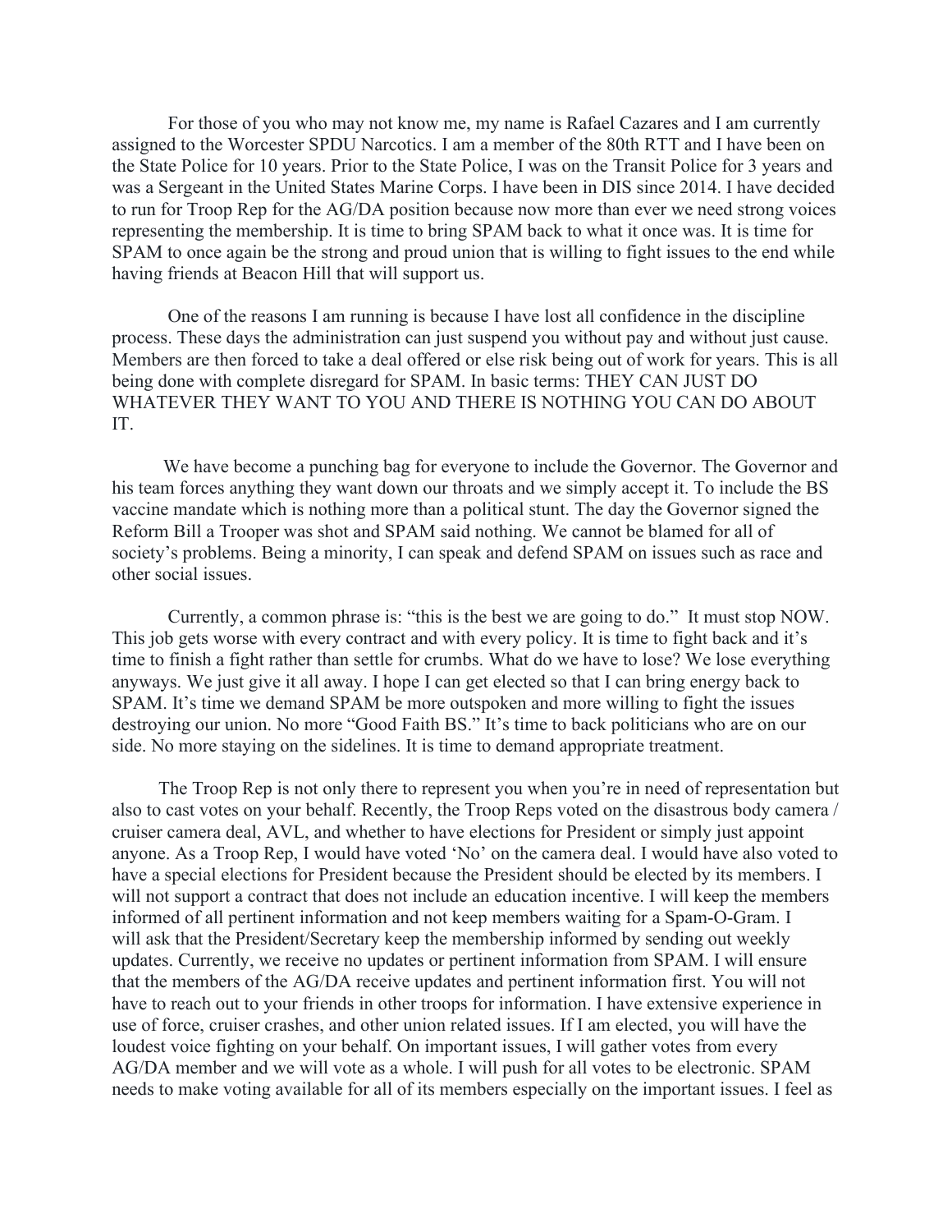For those of you who may not know me, my name is Rafael Cazares and I am currently assigned to the Worcester SPDU Narcotics. I am a member of the 80th RTT and I have been on the State Police for 10 years. Prior to the State Police, I was on the Transit Police for 3 years and was a Sergeant in the United States Marine Corps. I have been in DIS since 2014. I have decided to run for Troop Rep for the AG/DA position because now more than ever we need strong voices representing the membership. It is time to bring SPAM back to what it once was. It is time for SPAM to once again be the strong and proud union that is willing to fight issues to the end while having friends at Beacon Hill that will support us.

One of the reasons I am running is because I have lost all confidence in the discipline process. These days the administration can just suspend you without pay and without just cause. Members are then forced to take a deal offered or else risk being out of work for years. This is all being done with complete disregard for SPAM. In basic terms: THEY CAN JUST DO WHATEVER THEY WANT TO YOU AND THERE IS NOTHING YOU CAN DO ABOUT IT.

We have become a punching bag for everyone to include the Governor. The Governor and his team forces anything they want down our throats and we simply accept it. To include the BS vaccine mandate which is nothing more than a political stunt. The day the Governor signed the Reform Bill a Trooper was shot and SPAM said nothing. We cannot be blamed for all of society's problems. Being a minority, I can speak and defend SPAM on issues such as race and other social issues.

Currently, a common phrase is: "this is the best we are going to do." It must stop NOW. This job gets worse with every contract and with every policy. It is time to fight back and it's time to finish a fight rather than settle for crumbs. What do we have to lose? We lose everything anyways. We just give it all away. I hope I can get elected so that I can bring energy back to SPAM. It's time we demand SPAM be more outspoken and more willing to fight the issues destroying our union. No more "Good Faith BS." It's time to back politicians who are on our side. No more staying on the sidelines. It is time to demand appropriate treatment.

The Troop Rep is not only there to represent you when you're in need of representation but also to cast votes on your behalf. Recently, the Troop Reps voted on the disastrous body camera / cruiser camera deal, AVL, and whether to have elections for President or simply just appoint anyone. As a Troop Rep, I would have voted 'No' on the camera deal. I would have also voted to have a special elections for President because the President should be elected by its members. I will not support a contract that does not include an education incentive. I will keep the members informed of all pertinent information and not keep members waiting for a Spam-O-Gram. I will ask that the President/Secretary keep the membership informed by sending out weekly updates. Currently, we receive no updates or pertinent information from SPAM. I will ensure that the members of the AG/DA receive updates and pertinent information first. You will not have to reach out to your friends in other troops for information. I have extensive experience in use of force, cruiser crashes, and other union related issues. If I am elected, you will have the loudest voice fighting on your behalf. On important issues, I will gather votes from every AG/DA member and we will vote as a whole. I will push for all votes to be electronic. SPAM needs to make voting available for all of its members especially on the important issues. I feel as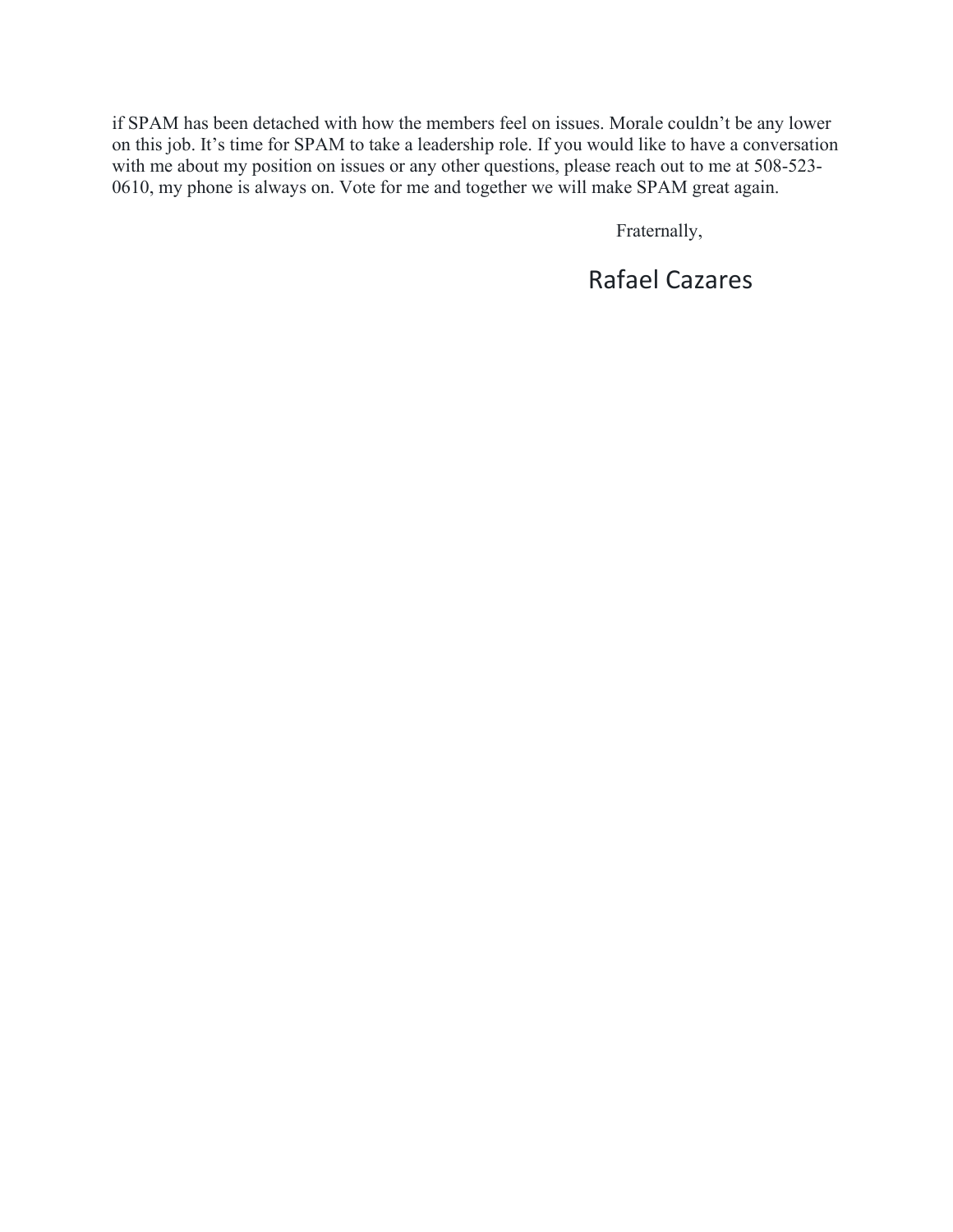if SPAM has been detached with how the members feel on issues. Morale couldn't be any lower on this job. It's time for SPAM to take a leadership role. If you would like to have a conversation with me about my position on issues or any other questions, please reach out to me at 508-523-0610, my phone is always on. Vote for me and together we will make SPAM great again.

Fraternally,

Rafael Cazares